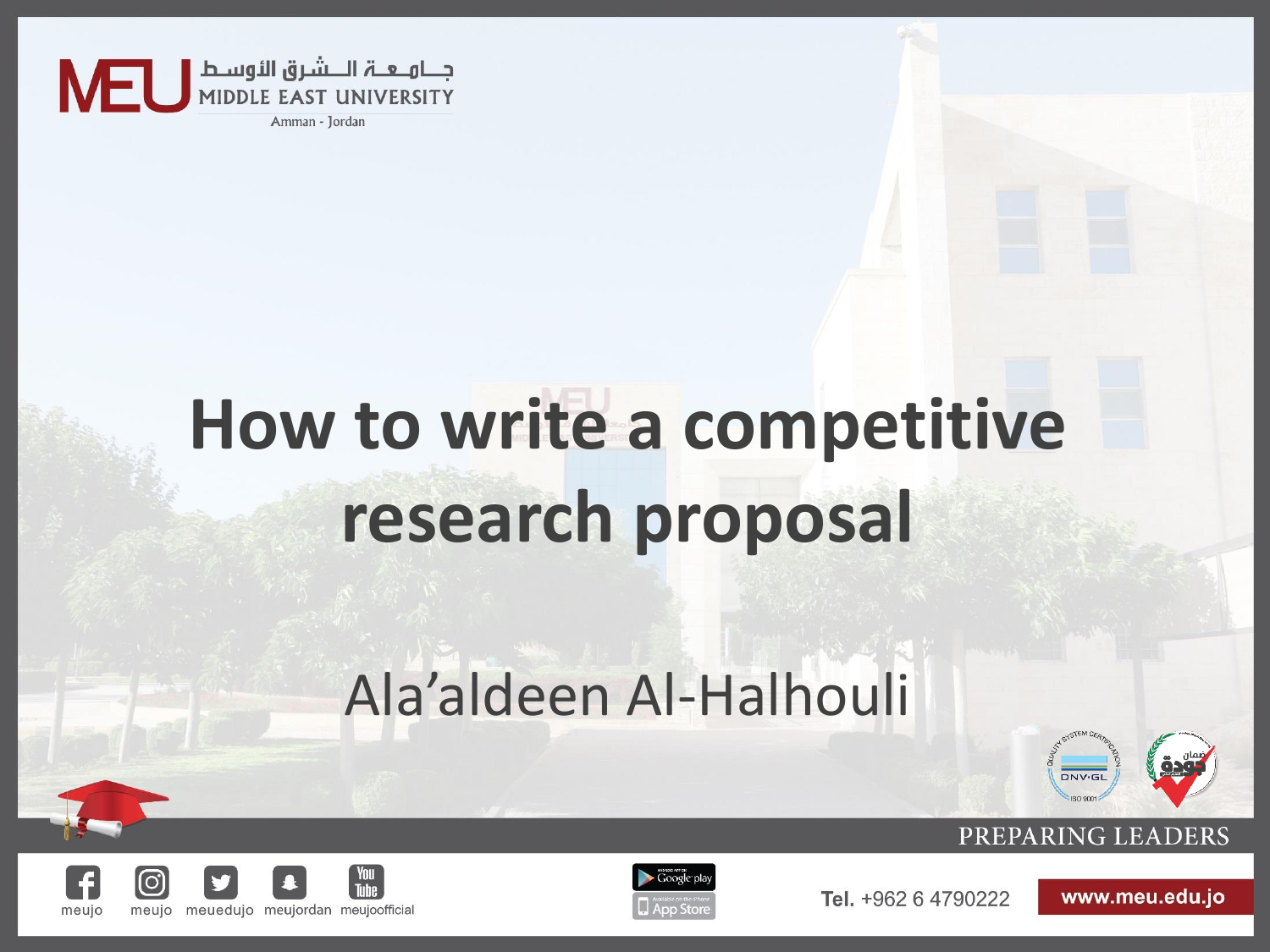# How to write a competitive research proposal

Ala'aldeen Al-Halhouli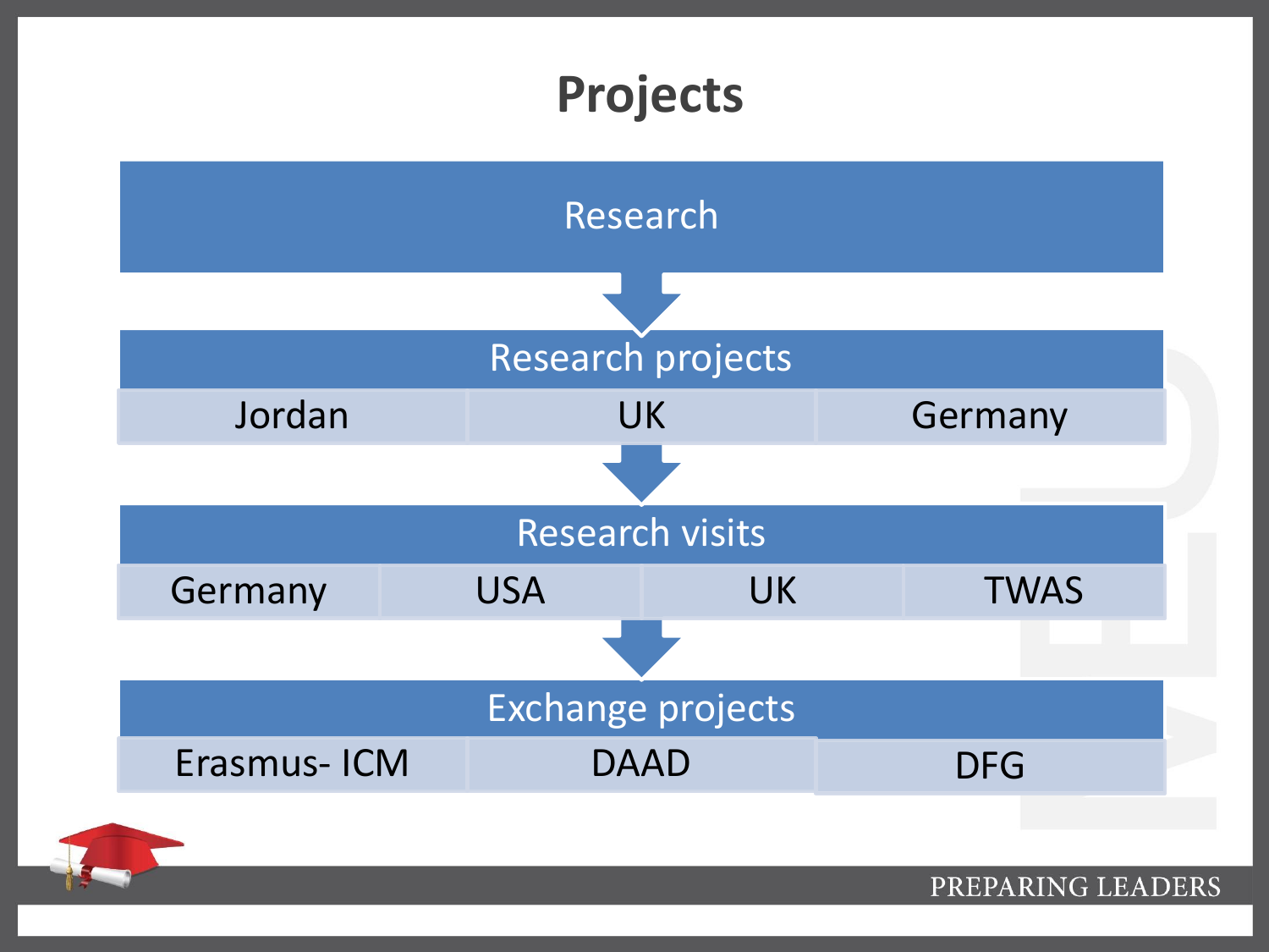# Projects

## Research

## Research projects

- Jordan
- UK
- Germany

## Research visits

- Germany
- USA
- UK
- TWAS

## Exchange projects

- Erasmus- ICM
- DAAD
- DFG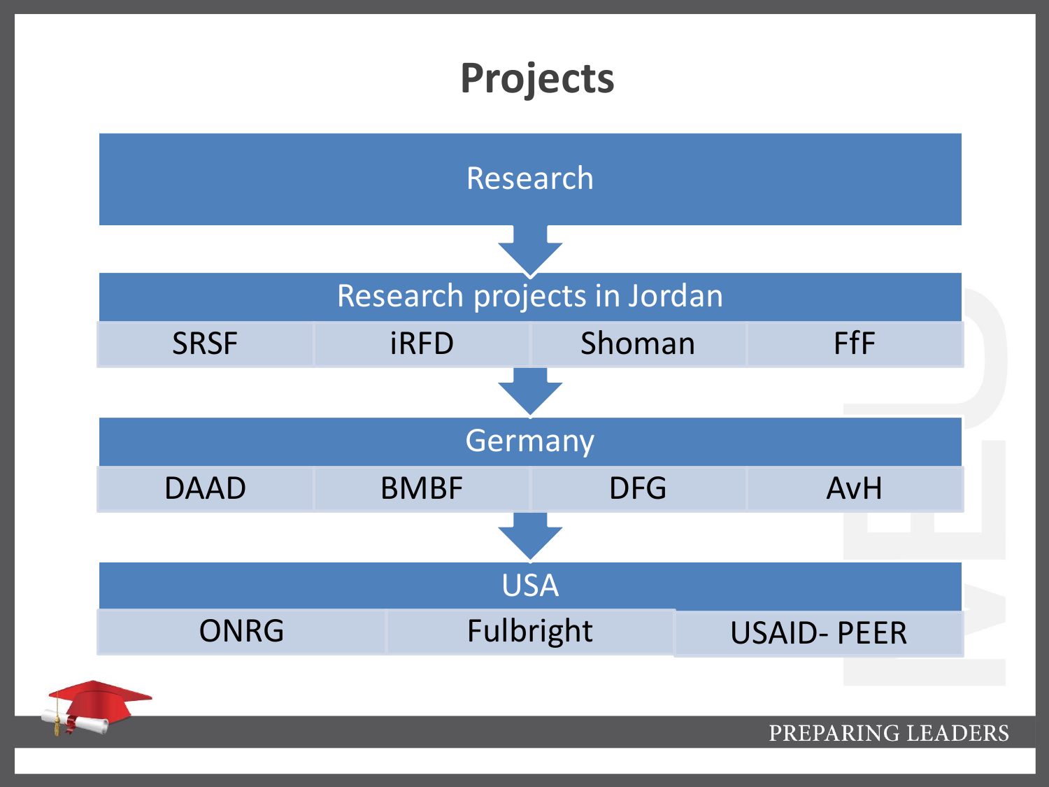# Projects

## Research

### Research projects in Jordan

| SRSF | iRFD | Shoman | FfF |
| --- | --- | --- | --- |

### Germany

| DAAD | BMBF | DFG | AvH |
| --- | --- | --- | --- |

### USA

| ONRG | Fulbright | USAID- PEER |
| --- | --- | --- |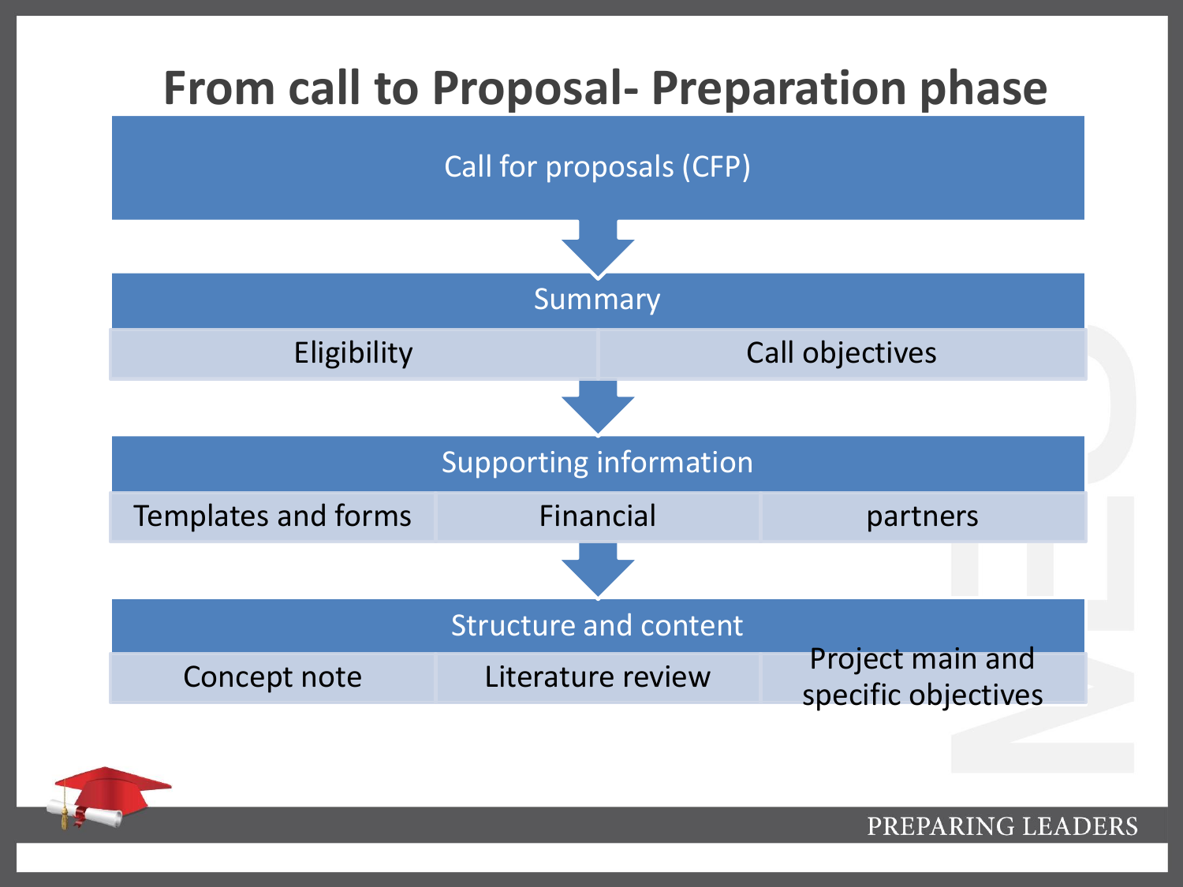# From call to Proposal- Preparation phase

**Call for proposals (CFP)**

↓

**Summary**

| Eligibility | Call objectives |
|---|---|

↓

**Supporting information**

| Templates and forms | Financial | partners |
|---|---|---|

↓

**Structure and content**

| Concept note | Literature review | Project main and specific objectives |
|---|---|---|

PREPARING LEADERS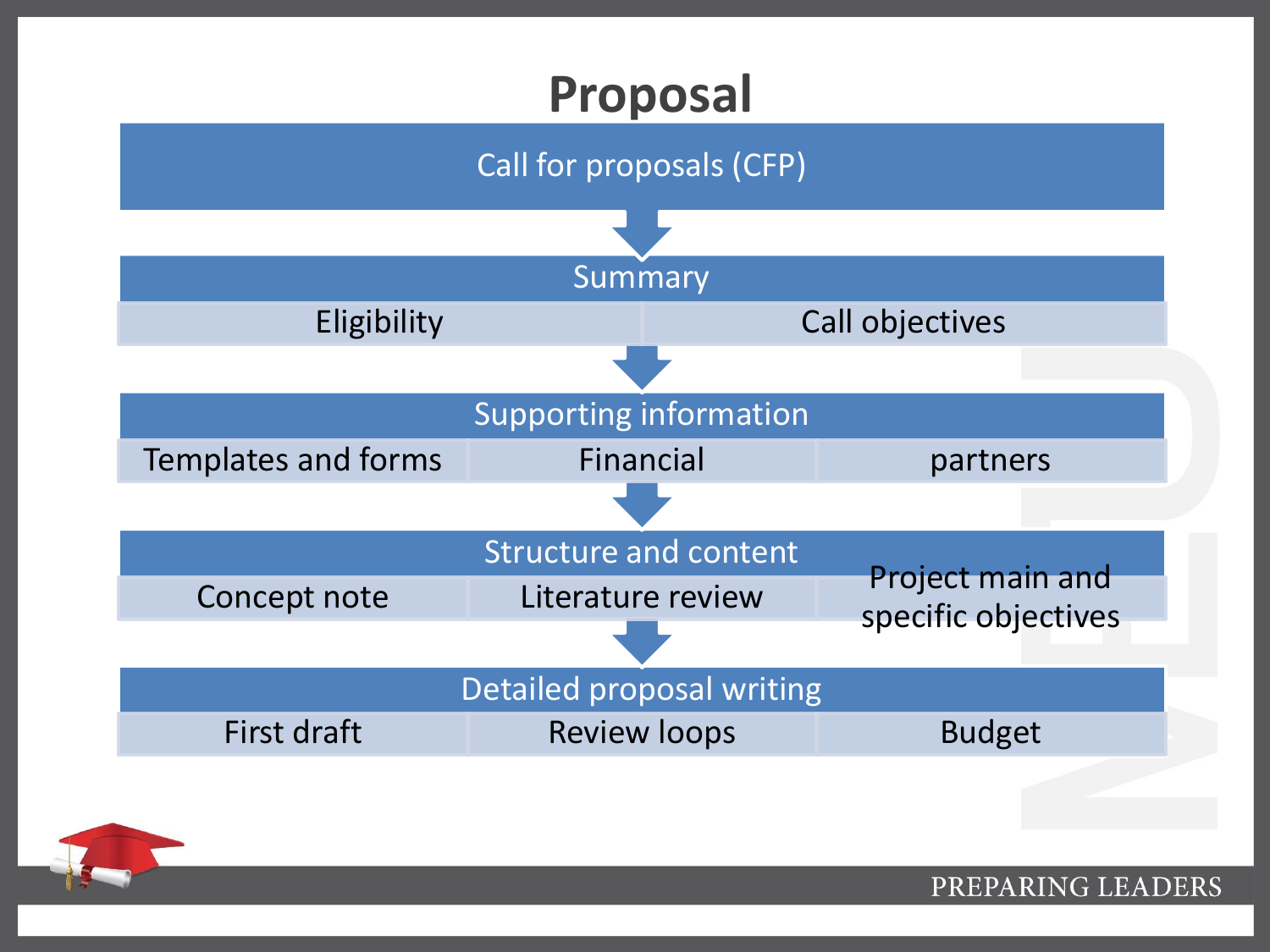# Proposal

**Call for proposals (CFP)**

↓

**Summary**

| Eligibility | Call objectives |
| --- | --- |

↓

**Supporting information**

| Templates and forms | Financial | partners |
| --- | --- | --- |

↓

**Structure and content**

| Concept note | Literature review | Project main and specific objectives |
| --- | --- | --- |

↓

**Detailed proposal writing**

| First draft | Review loops | Budget |
| --- | --- | --- |

PREPARING LEADERS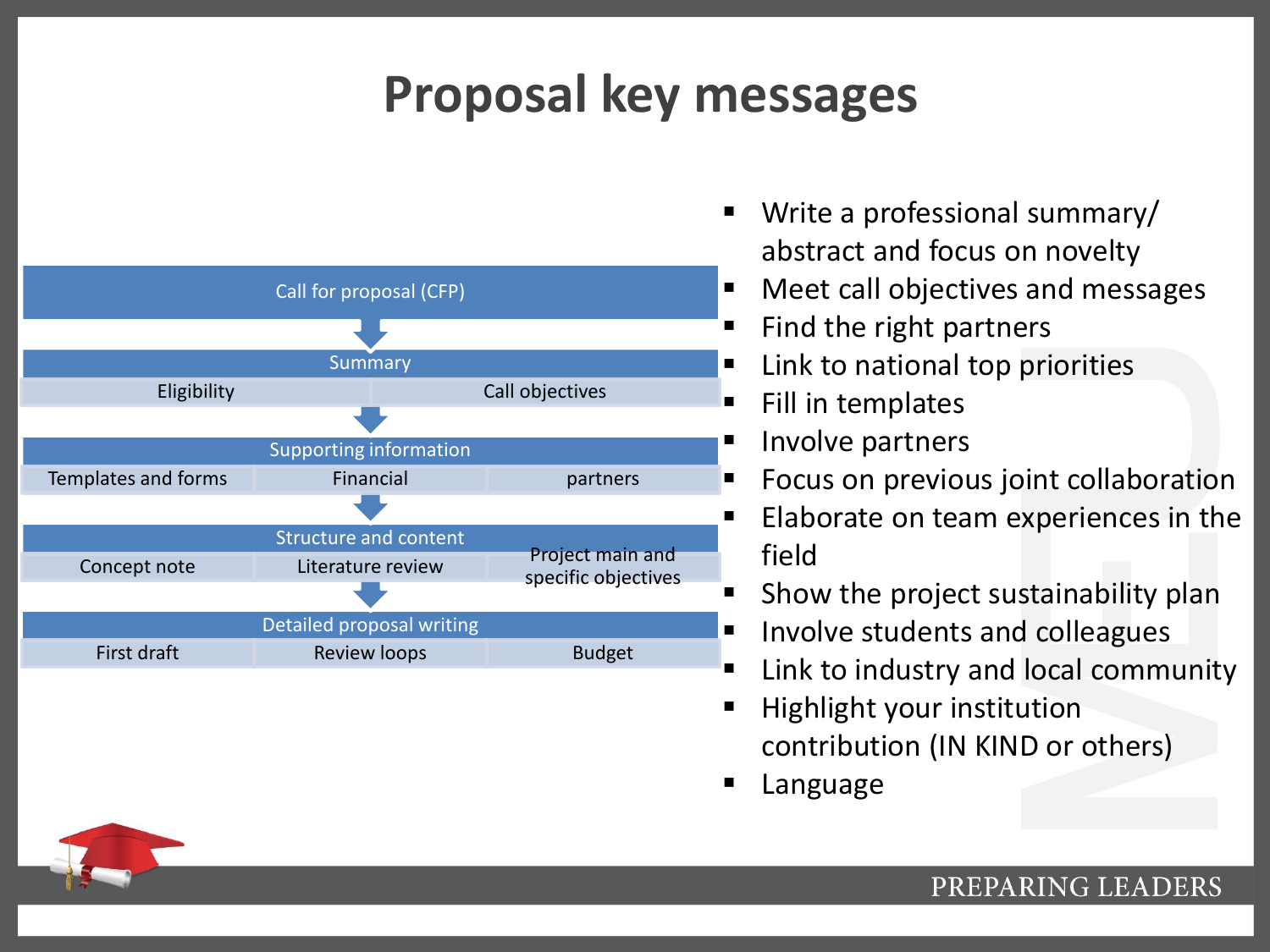# Proposal key messages

**Call for proposal (CFP)**

**Summary**

| Eligibility | Call objectives |
|---|---|

**Supporting information**

| Templates and forms | Financial | partners |
|---|---|---|

**Structure and content**

| Concept note | Literature review | Project main and specific objectives |
|---|---|---|

**Detailed proposal writing**

| First draft | Review loops | Budget |
|---|---|---|

- Write a professional summary/ abstract and focus on novelty
- Meet call objectives and messages
- Find the right partners
- Link to national top priorities
- Fill in templates
- Involve partners
- Focus on previous joint collaboration
- Elaborate on team experiences in the field
- Show the project sustainability plan
- Involve students and colleagues
- Link to industry and local community
- Highlight your institution contribution (IN KIND or others)
- Language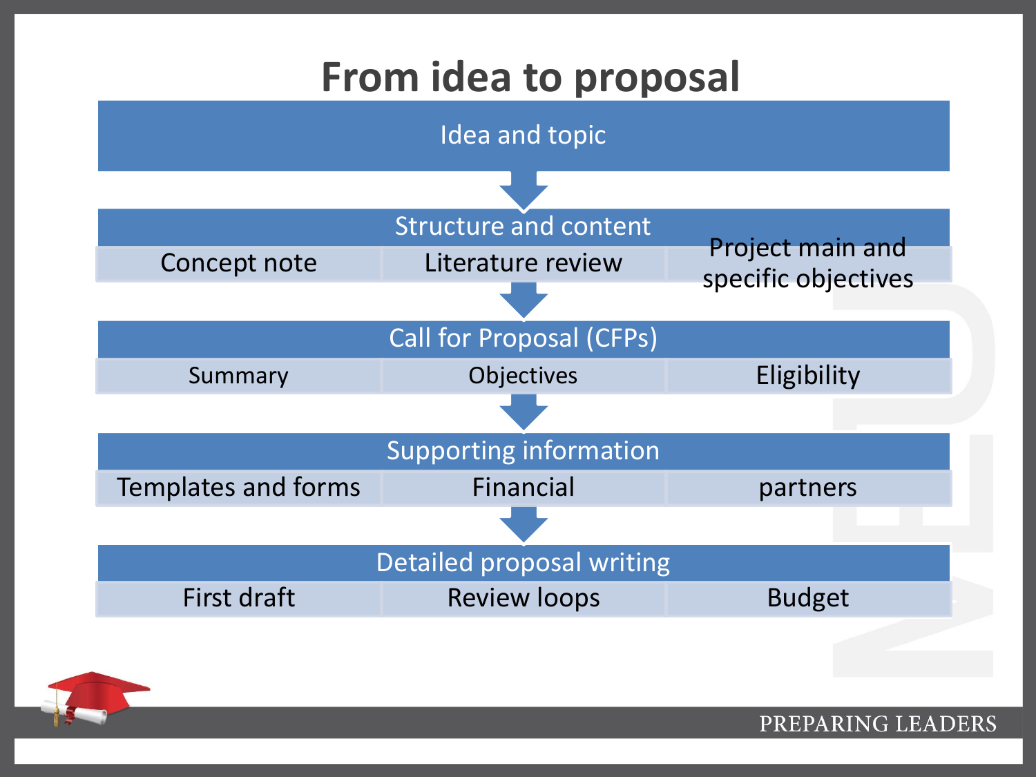# From idea to proposal

Idea and topic

Structure and content

- Concept note
- Literature review
- Project main and specific objectives

Call for Proposal (CFPs)

- Summary
- Objectives
- Eligibility

Supporting information

- Templates and forms
- Financial
- partners

Detailed proposal writing

- First draft
- Review loops
- Budget